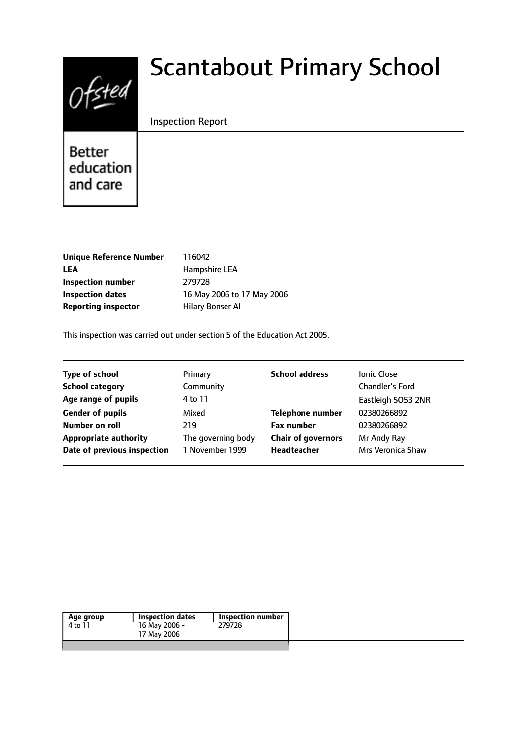# Scantabout Primary School

Inspection Report

Better education and care

| | |
|---|---|
| **Unique Reference Number** | 116042 |
| **LEA** | Hampshire LEA |
| **Inspection number** | 279728 |
| **Inspection dates** | 16 May 2006 to 17 May 2006 |
| **Reporting inspector** | Hilary Bonser AI |

This inspection was carried out under section 5 of the Education Act 2005.

| | | | |
|---|---|---|---|
| **Type of school** | Primary | **School address** | Ionic Close |
| **School category** | Community | | Chandler's Ford |
| **Age range of pupils** | 4 to 11 | | Eastleigh SO53 2NR |
| **Gender of pupils** | Mixed | **Telephone number** | 02380266892 |
| **Number on roll** | 219 | **Fax number** | 02380266892 |
| **Appropriate authority** | The governing body | **Chair of governors** | Mr Andy Ray |
| **Date of previous inspection** | 1 November 1999 | **Headteacher** | Mrs Veronica Shaw |

| Age group | Inspection dates | Inspection number |
|---|---|---|
| 4 to 11 | 16 May 2006 - 17 May 2006 | 279728 |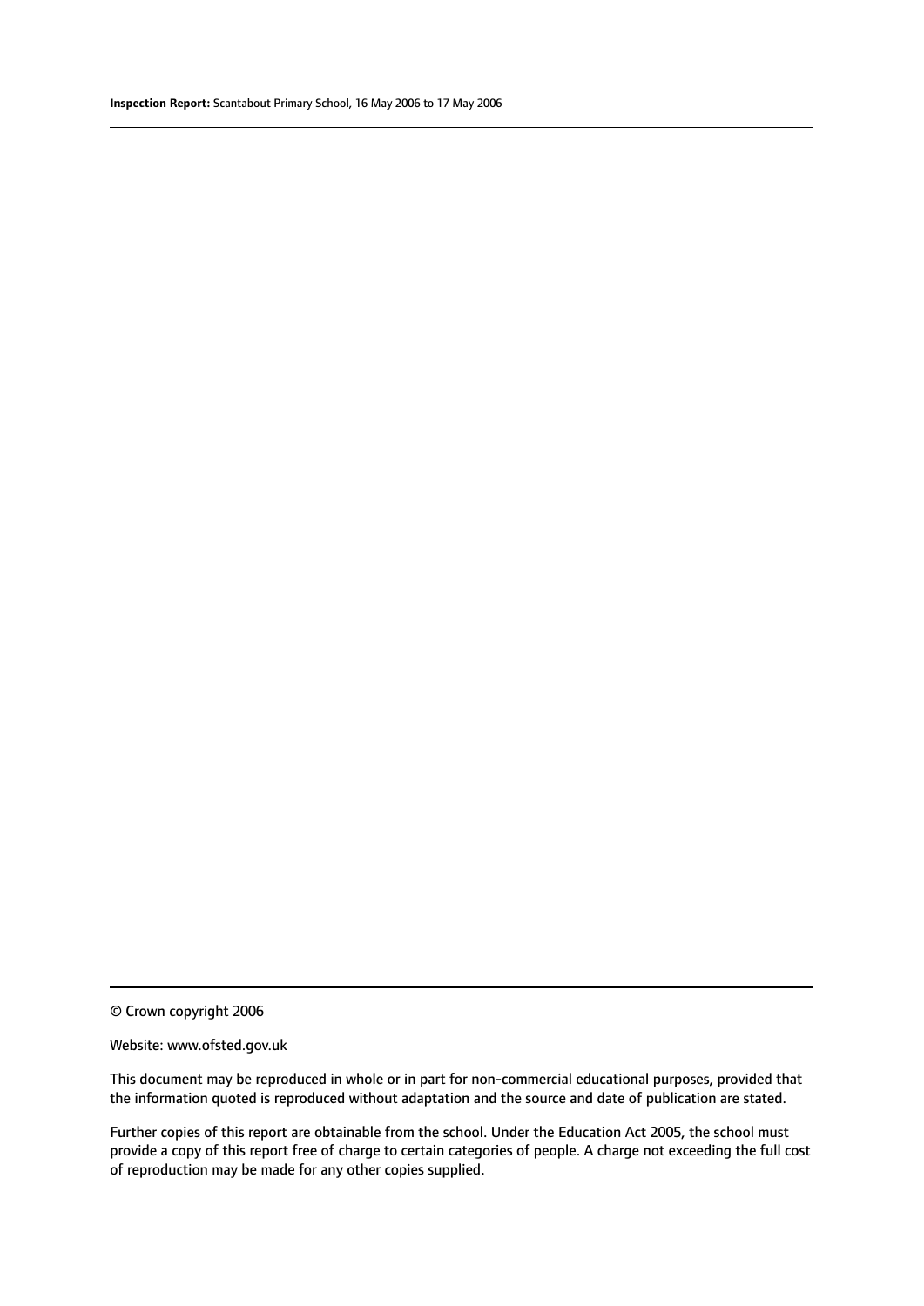© Crown copyright 2006

Website: www.ofsted.gov.uk

This document may be reproduced in whole or in part for non-commercial educational purposes, provided that the information quoted is reproduced without adaptation and the source and date of publication are stated.

Further copies of this report are obtainable from the school. Under the Education Act 2005, the school must provide a copy of this report free of charge to certain categories of people. A charge not exceeding the full cost of reproduction may be made for any other copies supplied.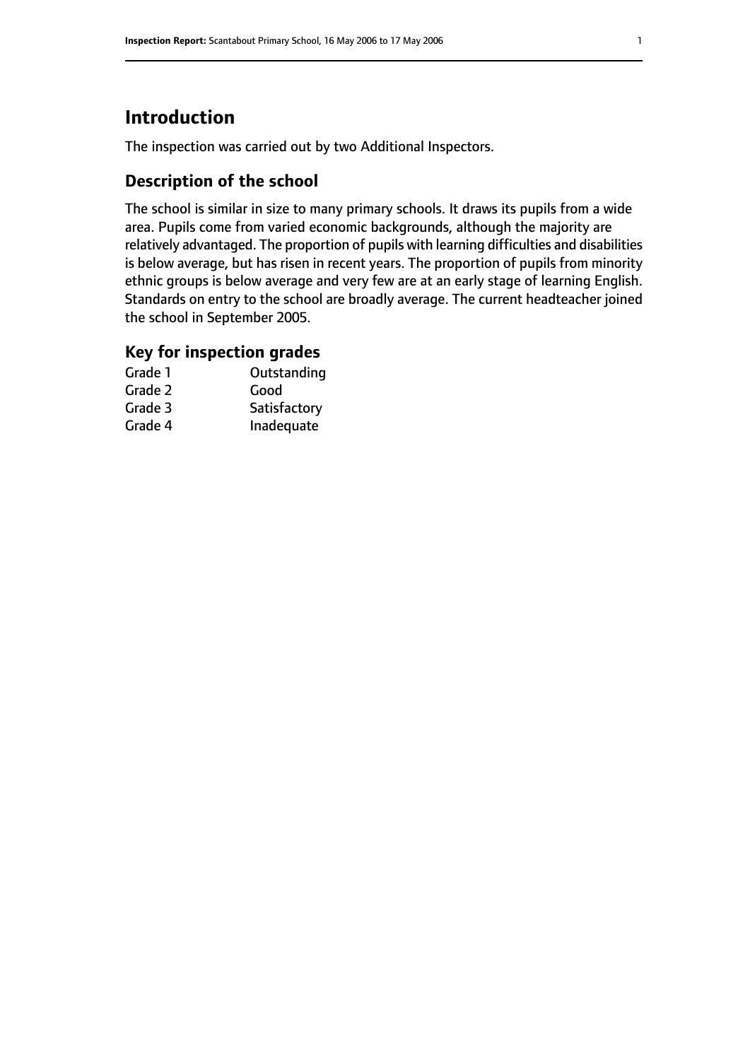# Introduction

The inspection was carried out by two Additional Inspectors.

## Description of the school

The school is similar in size to many primary schools. It draws its pupils from a wide area. Pupils come from varied economic backgrounds, although the majority are relatively advantaged. The proportion of pupils with learning difficulties and disabilities is below average, but has risen in recent years. The proportion of pupils from minority ethnic groups is below average and very few are at an early stage of learning English. Standards on entry to the school are broadly average. The current headteacher joined the school in September 2005.

## Key for inspection grades

| | |
|---|---|
| Grade 1 | Outstanding |
| Grade 2 | Good |
| Grade 3 | Satisfactory |
| Grade 4 | Inadequate |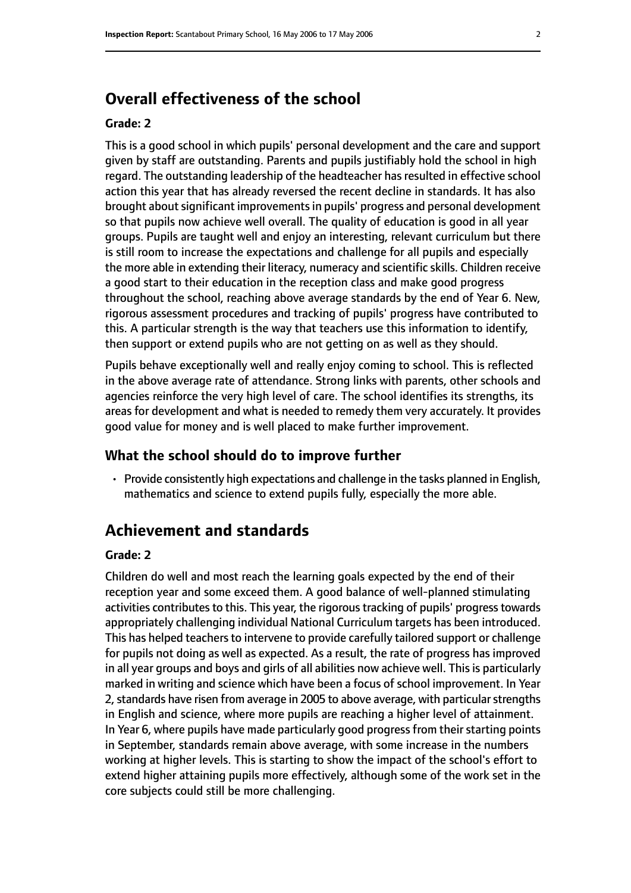## Overall effectiveness of the school

**Grade: 2**

This is a good school in which pupils' personal development and the care and support given by staff are outstanding. Parents and pupils justifiably hold the school in high regard. The outstanding leadership of the headteacher has resulted in effective school action this year that has already reversed the recent decline in standards. It has also brought about significant improvements in pupils' progress and personal development so that pupils now achieve well overall. The quality of education is good in all year groups. Pupils are taught well and enjoy an interesting, relevant curriculum but there is still room to increase the expectations and challenge for all pupils and especially the more able in extending their literacy, numeracy and scientific skills. Children receive a good start to their education in the reception class and make good progress throughout the school, reaching above average standards by the end of Year 6. New, rigorous assessment procedures and tracking of pupils' progress have contributed to this. A particular strength is the way that teachers use this information to identify, then support or extend pupils who are not getting on as well as they should.

Pupils behave exceptionally well and really enjoy coming to school. This is reflected in the above average rate of attendance. Strong links with parents, other schools and agencies reinforce the very high level of care. The school identifies its strengths, its areas for development and what is needed to remedy them very accurately. It provides good value for money and is well placed to make further improvement.

### What the school should do to improve further

- Provide consistently high expectations and challenge in the tasks planned in English, mathematics and science to extend pupils fully, especially the more able.

## Achievement and standards

**Grade: 2**

Children do well and most reach the learning goals expected by the end of their reception year and some exceed them. A good balance of well-planned stimulating activities contributes to this. This year, the rigorous tracking of pupils' progress towards appropriately challenging individual National Curriculum targets has been introduced. This has helped teachers to intervene to provide carefully tailored support or challenge for pupils not doing as well as expected. As a result, the rate of progress has improved in all year groups and boys and girls of all abilities now achieve well. This is particularly marked in writing and science which have been a focus of school improvement. In Year 2, standards have risen from average in 2005 to above average, with particular strengths in English and science, where more pupils are reaching a higher level of attainment. In Year 6, where pupils have made particularly good progress from their starting points in September, standards remain above average, with some increase in the numbers working at higher levels. This is starting to show the impact of the school's effort to extend higher attaining pupils more effectively, although some of the work set in the core subjects could still be more challenging.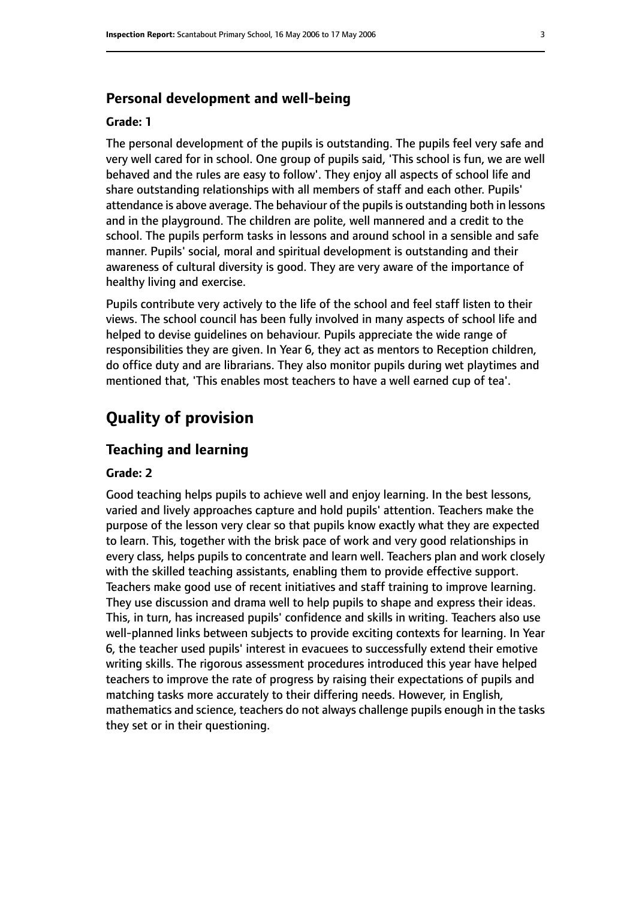### Personal development and well-being

#### Grade: 1

The personal development of the pupils is outstanding. The pupils feel very safe and very well cared for in school. One group of pupils said, 'This school is fun, we are well behaved and the rules are easy to follow'. They enjoy all aspects of school life and share outstanding relationships with all members of staff and each other. Pupils' attendance is above average. The behaviour of the pupils is outstanding both in lessons and in the playground. The children are polite, well mannered and a credit to the school. The pupils perform tasks in lessons and around school in a sensible and safe manner. Pupils' social, moral and spiritual development is outstanding and their awareness of cultural diversity is good. They are very aware of the importance of healthy living and exercise.

Pupils contribute very actively to the life of the school and feel staff listen to their views. The school council has been fully involved in many aspects of school life and helped to devise guidelines on behaviour. Pupils appreciate the wide range of responsibilities they are given. In Year 6, they act as mentors to Reception children, do office duty and are librarians. They also monitor pupils during wet playtimes and mentioned that, 'This enables most teachers to have a well earned cup of tea'.

## Quality of provision

### Teaching and learning

#### Grade: 2

Good teaching helps pupils to achieve well and enjoy learning. In the best lessons, varied and lively approaches capture and hold pupils' attention. Teachers make the purpose of the lesson very clear so that pupils know exactly what they are expected to learn. This, together with the brisk pace of work and very good relationships in every class, helps pupils to concentrate and learn well. Teachers plan and work closely with the skilled teaching assistants, enabling them to provide effective support. Teachers make good use of recent initiatives and staff training to improve learning. They use discussion and drama well to help pupils to shape and express their ideas. This, in turn, has increased pupils' confidence and skills in writing. Teachers also use well-planned links between subjects to provide exciting contexts for learning. In Year 6, the teacher used pupils' interest in evacuees to successfully extend their emotive writing skills. The rigorous assessment procedures introduced this year have helped teachers to improve the rate of progress by raising their expectations of pupils and matching tasks more accurately to their differing needs. However, in English, mathematics and science, teachers do not always challenge pupils enough in the tasks they set or in their questioning.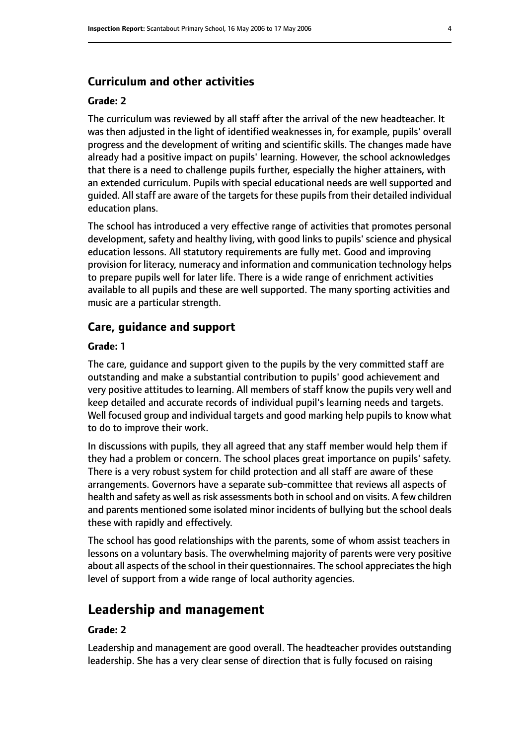### Curriculum and other activities

#### Grade: 2

The curriculum was reviewed by all staff after the arrival of the new headteacher. It was then adjusted in the light of identified weaknesses in, for example, pupils' overall progress and the development of writing and scientific skills. The changes made have already had a positive impact on pupils' learning. However, the school acknowledges that there is a need to challenge pupils further, especially the higher attainers, with an extended curriculum. Pupils with special educational needs are well supported and guided. All staff are aware of the targets for these pupils from their detailed individual education plans.

The school has introduced a very effective range of activities that promotes personal development, safety and healthy living, with good links to pupils' science and physical education lessons. All statutory requirements are fully met. Good and improving provision for literacy, numeracy and information and communication technology helps to prepare pupils well for later life. There is a wide range of enrichment activities available to all pupils and these are well supported. The many sporting activities and music are a particular strength.

### Care, guidance and support

#### Grade: 1

The care, guidance and support given to the pupils by the very committed staff are outstanding and make a substantial contribution to pupils' good achievement and very positive attitudes to learning. All members of staff know the pupils very well and keep detailed and accurate records of individual pupil's learning needs and targets. Well focused group and individual targets and good marking help pupils to know what to do to improve their work.

In discussions with pupils, they all agreed that any staff member would help them if they had a problem or concern. The school places great importance on pupils' safety. There is a very robust system for child protection and all staff are aware of these arrangements. Governors have a separate sub-committee that reviews all aspects of health and safety as well as risk assessments both in school and on visits. A few children and parents mentioned some isolated minor incidents of bullying but the school deals these with rapidly and effectively.

The school has good relationships with the parents, some of whom assist teachers in lessons on a voluntary basis. The overwhelming majority of parents were very positive about all aspects of the school in their questionnaires. The school appreciates the high level of support from a wide range of local authority agencies.

## Leadership and management

#### Grade: 2

Leadership and management are good overall. The headteacher provides outstanding leadership. She has a very clear sense of direction that is fully focused on raising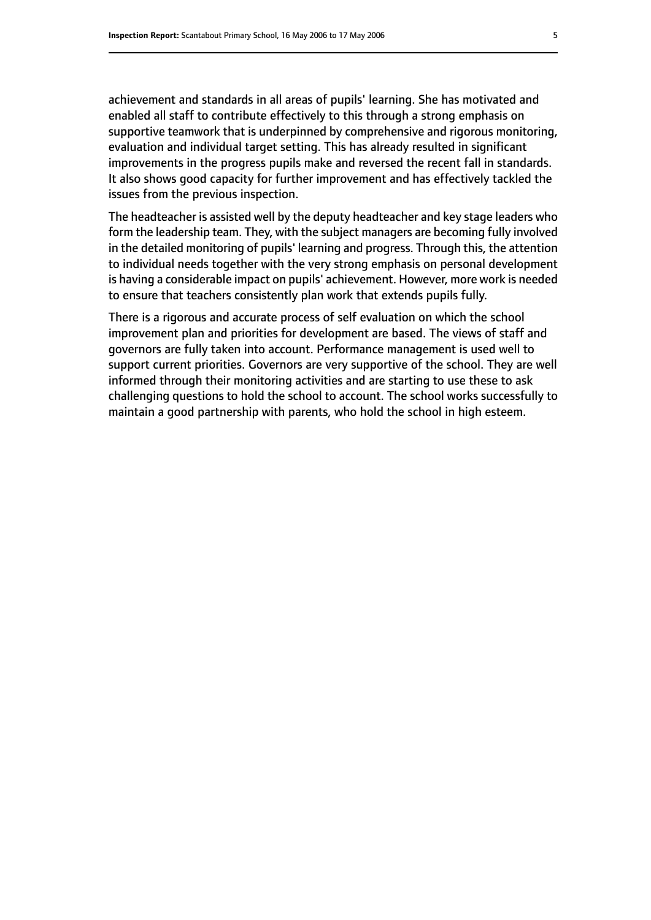achievement and standards in all areas of pupils' learning. She has motivated and enabled all staff to contribute effectively to this through a strong emphasis on supportive teamwork that is underpinned by comprehensive and rigorous monitoring, evaluation and individual target setting. This has already resulted in significant improvements in the progress pupils make and reversed the recent fall in standards. It also shows good capacity for further improvement and has effectively tackled the issues from the previous inspection.

The headteacher is assisted well by the deputy headteacher and key stage leaders who form the leadership team. They, with the subject managers are becoming fully involved in the detailed monitoring of pupils' learning and progress. Through this, the attention to individual needs together with the very strong emphasis on personal development is having a considerable impact on pupils' achievement. However, more work is needed to ensure that teachers consistently plan work that extends pupils fully.

There is a rigorous and accurate process of self evaluation on which the school improvement plan and priorities for development are based. The views of staff and governors are fully taken into account. Performance management is used well to support current priorities. Governors are very supportive of the school. They are well informed through their monitoring activities and are starting to use these to ask challenging questions to hold the school to account. The school works successfully to maintain a good partnership with parents, who hold the school in high esteem.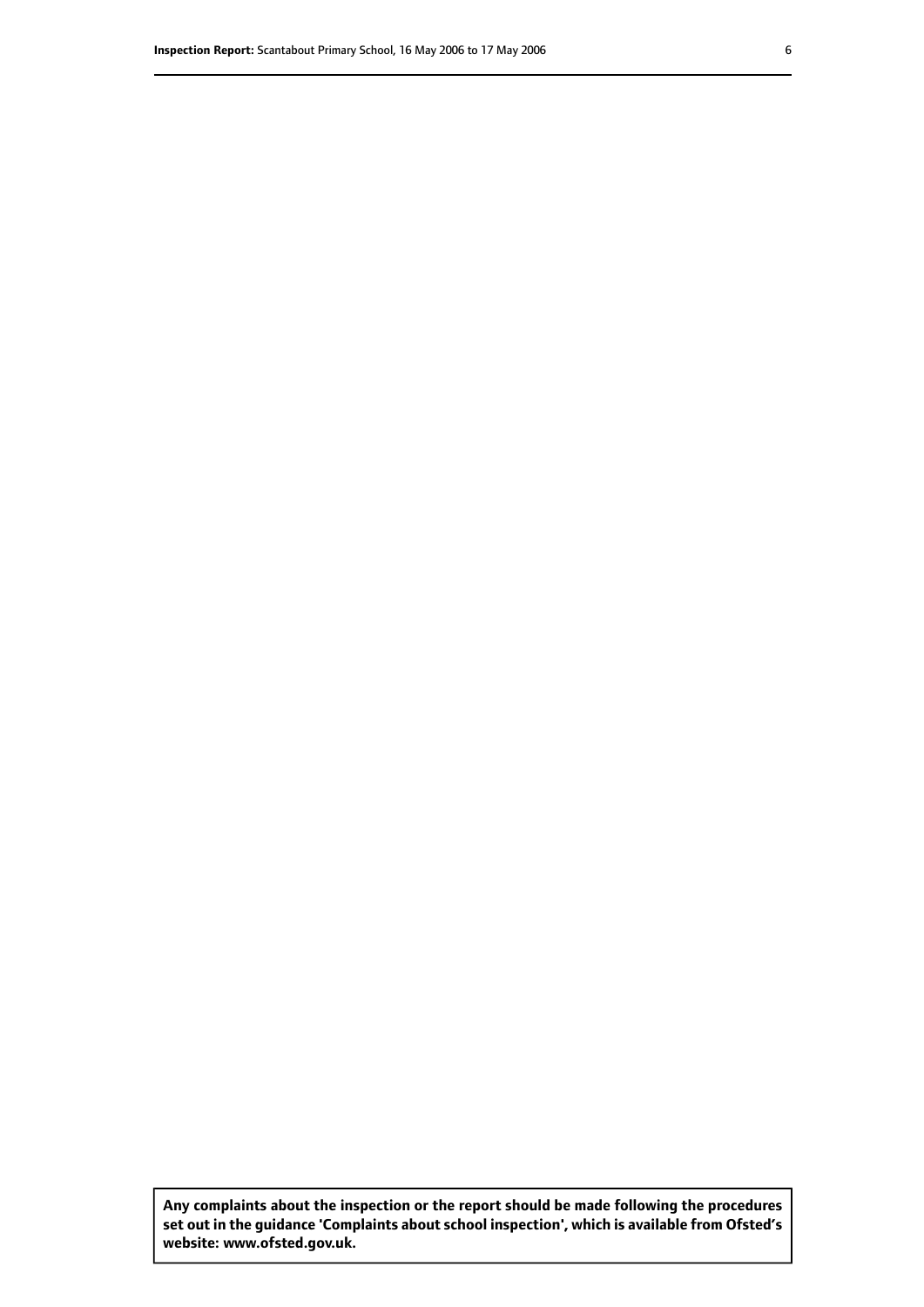**Any complaints about the inspection or the report should be made following the procedures set out in the guidance 'Complaints about school inspection', which is available from Ofsted's website: www.ofsted.gov.uk.**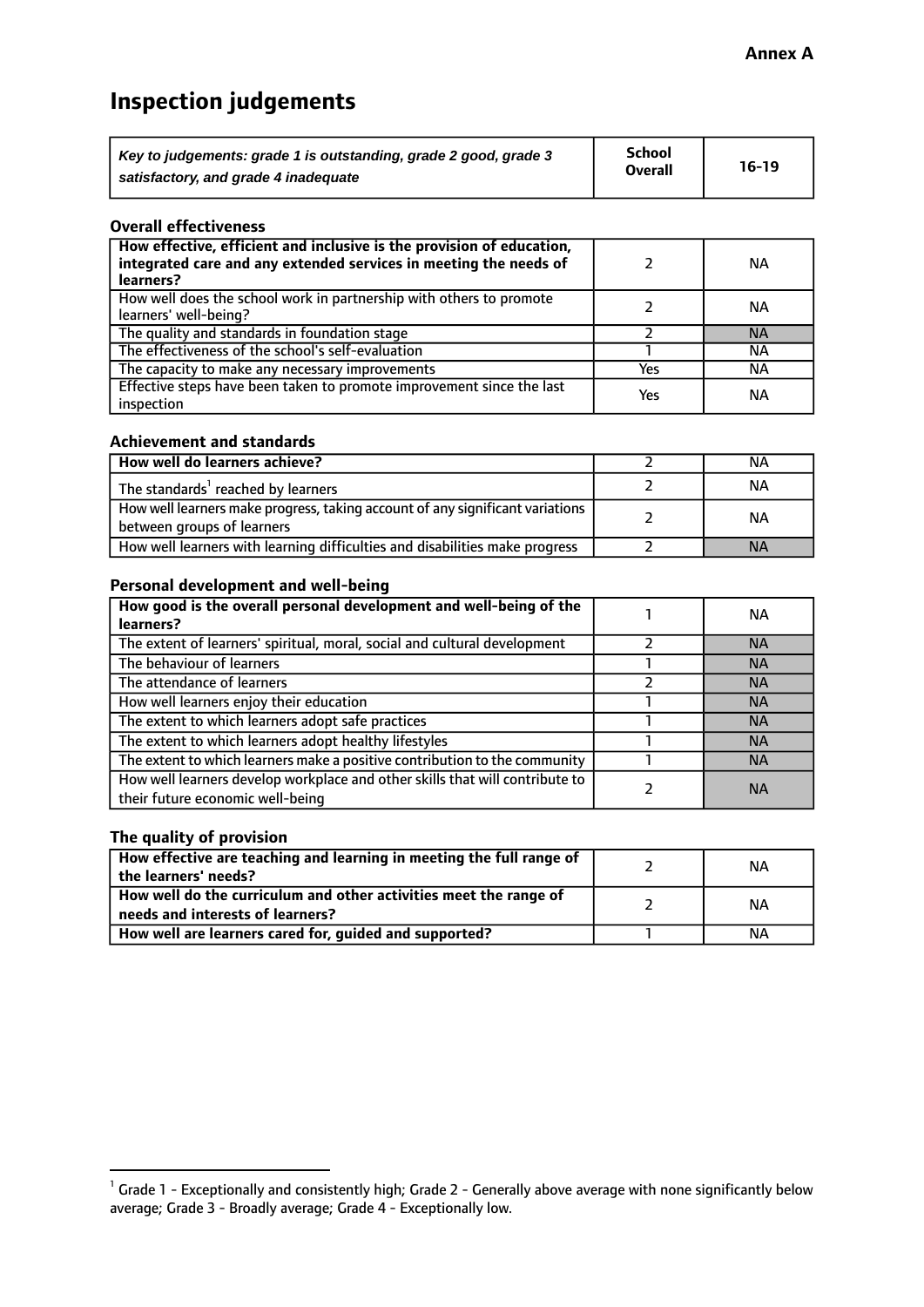**Annex A**

# Inspection judgements

| *Key to judgements: grade 1 is outstanding, grade 2 good, grade 3 satisfactory, and grade 4 inadequate* | School Overall | 16-19 |
|---|---|---|

### Overall effectiveness

| | | |
|---|---|---|
| **How effective, efficient and inclusive is the provision of education, integrated care and any extended services in meeting the needs of learners?** | 2 | NA |
| How well does the school work in partnership with others to promote learners' well-being? | 2 | NA |
| The quality and standards in foundation stage | 2 | NA |
| The effectiveness of the school's self-evaluation | 1 | NA |
| The capacity to make any necessary improvements | Yes | NA |
| Effective steps have been taken to promote improvement since the last inspection | Yes | NA |

### Achievement and standards

| | | |
|---|---|---|
| **How well do learners achieve?** | 2 | NA |
| The standards[1] reached by learners | 2 | NA |
| How well learners make progress, taking account of any significant variations between groups of learners | 2 | NA |
| How well learners with learning difficulties and disabilities make progress | 2 | NA |

### Personal development and well-being

| | | |
|---|---|---|
| **How good is the overall personal development and well-being of the learners?** | 1 | NA |
| The extent of learners' spiritual, moral, social and cultural development | 2 | NA |
| The behaviour of learners | 1 | NA |
| The attendance of learners | 2 | NA |
| How well learners enjoy their education | 1 | NA |
| The extent to which learners adopt safe practices | 1 | NA |
| The extent to which learners adopt healthy lifestyles | 1 | NA |
| The extent to which learners make a positive contribution to the community | 1 | NA |
| How well learners develop workplace and other skills that will contribute to their future economic well-being | 2 | NA |

### The quality of provision

| | | |
|---|---|---|
| **How effective are teaching and learning in meeting the full range of the learners' needs?** | 2 | NA |
| **How well do the curriculum and other activities meet the range of needs and interests of learners?** | 2 | NA |
| **How well are learners cared for, guided and supported?** | 1 | NA |

[1] Grade 1 - Exceptionally and consistently high; Grade 2 - Generally above average with none significantly below average; Grade 3 - Broadly average; Grade 4 - Exceptionally low.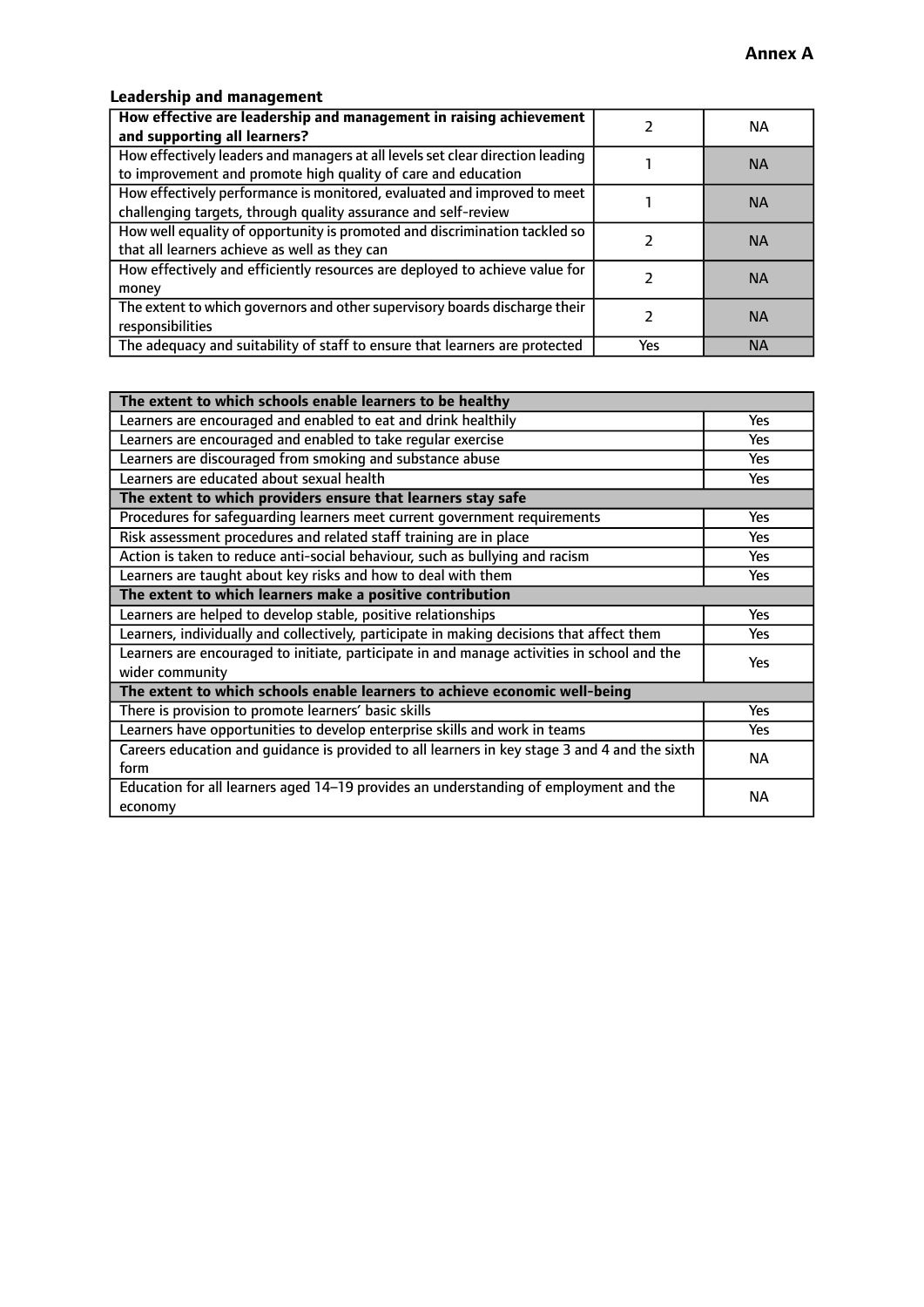**Annex A**

### Leadership and management

| **How effective are leadership and management in raising achievement and supporting all learners?** | 2 | NA |
|---|---|---|
| How effectively leaders and managers at all levels set clear direction leading to improvement and promote high quality of care and education | 1 | NA |
| How effectively performance is monitored, evaluated and improved to meet challenging targets, through quality assurance and self-review | 1 | NA |
| How well equality of opportunity is promoted and discrimination tackled so that all learners achieve as well as they can | 2 | NA |
| How effectively and efficiently resources are deployed to achieve value for money | 2 | NA |
| The extent to which governors and other supervisory boards discharge their responsibilities | 2 | NA |
| The adequacy and suitability of staff to ensure that learners are protected | Yes | NA |

| **The extent to which schools enable learners to be healthy** | |
|---|---|
| Learners are encouraged and enabled to eat and drink healthily | Yes |
| Learners are encouraged and enabled to take regular exercise | Yes |
| Learners are discouraged from smoking and substance abuse | Yes |
| Learners are educated about sexual health | Yes |
| **The extent to which providers ensure that learners stay safe** | |
| Procedures for safeguarding learners meet current government requirements | Yes |
| Risk assessment procedures and related staff training are in place | Yes |
| Action is taken to reduce anti-social behaviour, such as bullying and racism | Yes |
| Learners are taught about key risks and how to deal with them | Yes |
| **The extent to which learners make a positive contribution** | |
| Learners are helped to develop stable, positive relationships | Yes |
| Learners, individually and collectively, participate in making decisions that affect them | Yes |
| Learners are encouraged to initiate, participate in and manage activities in school and the wider community | Yes |
| **The extent to which schools enable learners to achieve economic well-being** | |
| There is provision to promote learners' basic skills | Yes |
| Learners have opportunities to develop enterprise skills and work in teams | Yes |
| Careers education and guidance is provided to all learners in key stage 3 and 4 and the sixth form | NA |
| Education for all learners aged 14–19 provides an understanding of employment and the economy | NA |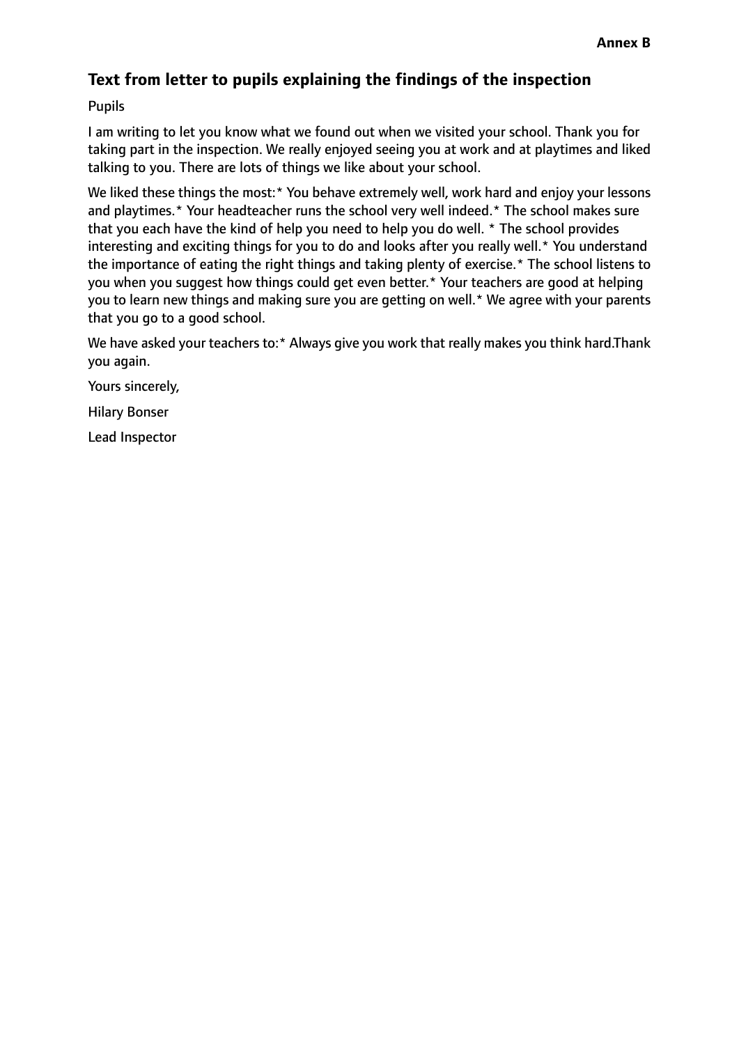Annex B

## Text from letter to pupils explaining the findings of the inspection

Pupils

I am writing to let you know what we found out when we visited your school. Thank you for taking part in the inspection. We really enjoyed seeing you at work and at playtimes and liked talking to you. There are lots of things we like about your school.

We liked these things the most:* You behave extremely well, work hard and enjoy your lessons and playtimes.* Your headteacher runs the school very well indeed.* The school makes sure that you each have the kind of help you need to help you do well. * The school provides interesting and exciting things for you to do and looks after you really well.* You understand the importance of eating the right things and taking plenty of exercise.* The school listens to you when you suggest how things could get even better.* Your teachers are good at helping you to learn new things and making sure you are getting on well.* We agree with your parents that you go to a good school.

We have asked your teachers to:* Always give you work that really makes you think hard.Thank you again.

Yours sincerely,

Hilary Bonser

Lead Inspector